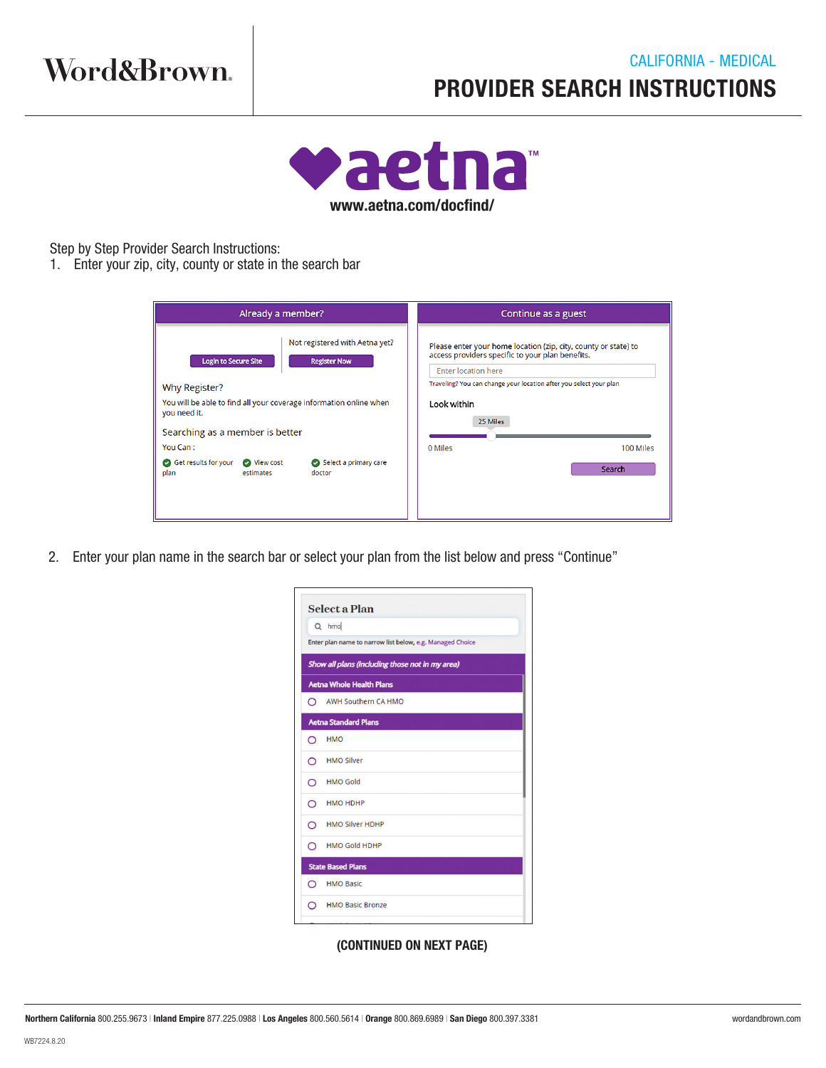Word&Brown.

CALIFORNIA - MEDICAL

# PROVIDER SEARCH INSTRUCTIONS

aetna™

**www.aetna.com/docfind/**

Step by Step Provider Search Instructions:

1. Enter your zip, city, county or state in the search bar

Already a member?

Not registered with Aetna yet?

Login to Secure Site | Register Now

Why Register?

You will be able to find all your coverage information online when you need it.

Searching as a member is better

You Can :

- Get results for your plan
- View cost estimates
- Select a primary care doctor

Continue as a guest

Please enter your home location (zip, city, county or state) to access providers specific to your plan benefits.

Enter location here

Traveling? You can change your location after you select your plan

Look within

25 Miles

0 Miles — 100 Miles

Search

2. Enter your plan name in the search bar or select your plan from the list below and press "Continue"

Select a Plan

hmo

Enter plan name to narrow list below, e.g. Managed Choice

*Show all plans (including those not in my area)*

**Aetna Whole Health Plans**

- AWH Southern CA HMO

**Aetna Standard Plans**

- HMO
- HMO Silver
- HMO Gold
- HMO HDHP
- HMO Silver HDHP
- HMO Gold HDHP

**State Based Plans**

- HMO Basic
- HMO Basic Bronze

**(CONTINUED ON NEXT PAGE)**

**Northern California** 800.255.9673 | **Inland Empire** 877.225.0988 | **Los Angeles** 800.560.5614 | **Orange** 800.869.6989 | **San Diego** 800.397.3381 wordandbrown.com

WB7224.8.20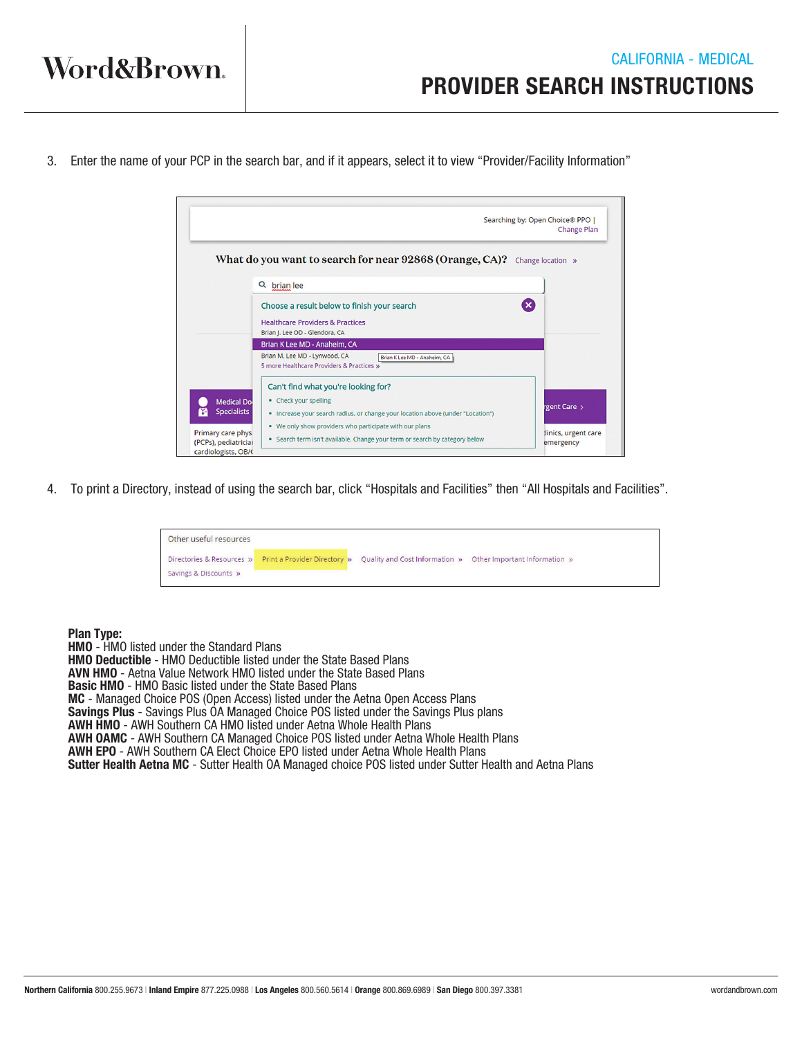3. Enter the name of your PCP in the search bar, and if it appears, select it to view "Provider/Facility Information"

4. To print a Directory, instead of using the search bar, click "Hospitals and Facilities" then "All Hospitals and Facilities".

**Plan Type:**
**HMO** - HMO listed under the Standard Plans
**HMO Deductible** - HMO Deductible listed under the State Based Plans
**AVN HMO** - Aetna Value Network HMO listed under the State Based Plans
**Basic HMO** - HMO Basic listed under the State Based Plans
**MC** - Managed Choice POS (Open Access) listed under the Aetna Open Access Plans
**Savings Plus** - Savings Plus OA Managed Choice POS listed under the Savings Plus plans
**AWH HMO** - AWH Southern CA HMO listed under Aetna Whole Health Plans
**AWH OAMC** - AWH Southern CA Managed Choice POS listed under Aetna Whole Health Plans
**AWH EPO** - AWH Southern CA Elect Choice EPO listed under Aetna Whole Health Plans
**Sutter Health Aetna MC** - Sutter Health OA Managed choice POS listed under Sutter Health and Aetna Plans